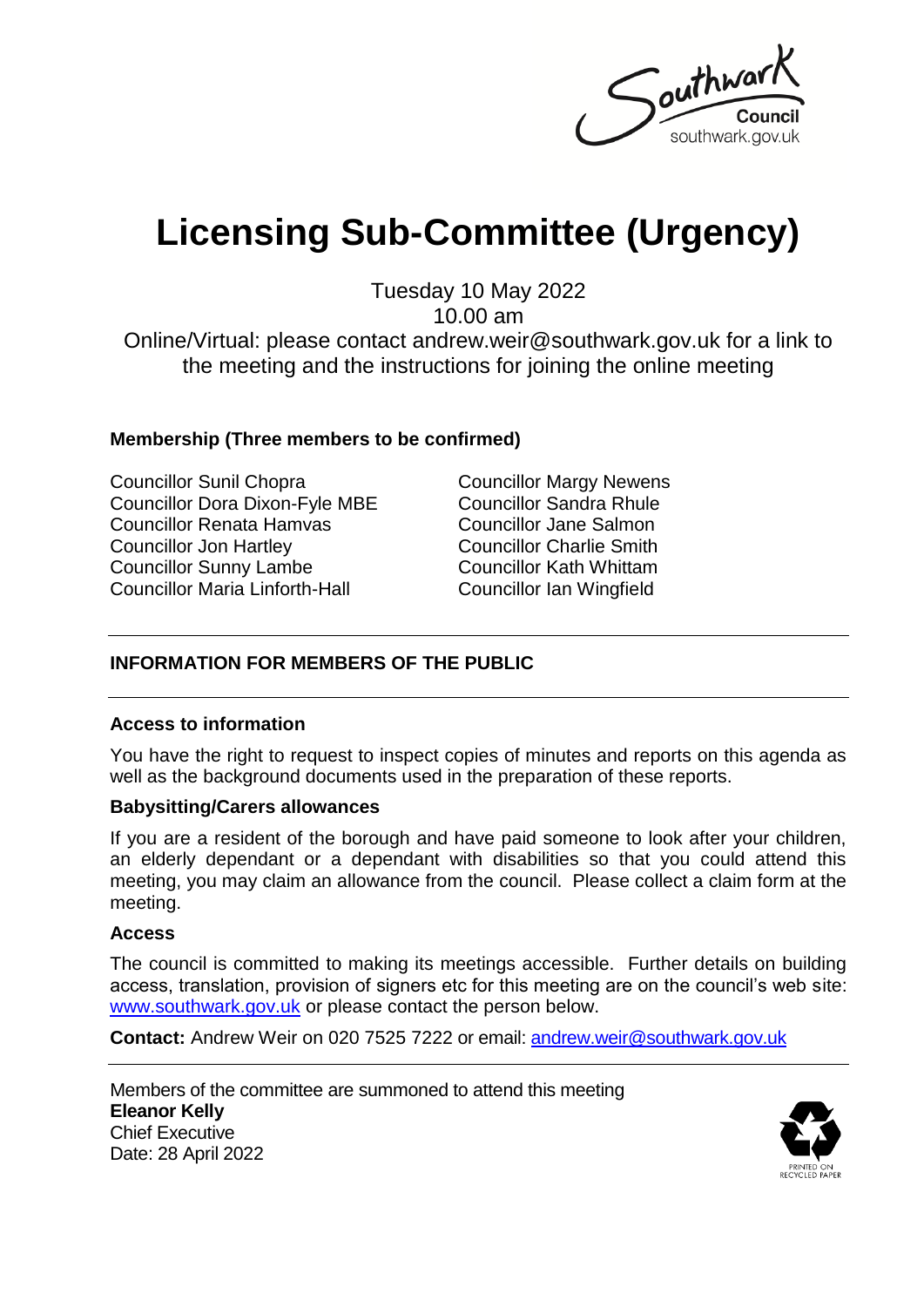# Licensing Sub-Committee (Urgency)

Tuesday 10 May 2022
10.00 am
Online/Virtual: please contact andrew.weir@southwark.gov.uk for a link to the meeting and the instructions for joining the online meeting

**Membership (Three members to be confirmed)**

Councillor Sunil Chopra
Councillor Dora Dixon-Fyle MBE
Councillor Renata Hamvas
Councillor Jon Hartley
Councillor Sunny Lambe
Councillor Maria Linforth-Hall
Councillor Margy Newens
Councillor Sandra Rhule
Councillor Jane Salmon
Councillor Charlie Smith
Councillor Kath Whittam
Councillor Ian Wingfield

## INFORMATION FOR MEMBERS OF THE PUBLIC

**Access to information**

You have the right to request to inspect copies of minutes and reports on this agenda as well as the background documents used in the preparation of these reports.

**Babysitting/Carers allowances**

If you are a resident of the borough and have paid someone to look after your children, an elderly dependant or a dependant with disabilities so that you could attend this meeting, you may claim an allowance from the council. Please collect a claim form at the meeting.

**Access**

The council is committed to making its meetings accessible. Further details on building access, translation, provision of signers etc for this meeting are on the council's web site: www.southwark.gov.uk or please contact the person below.

**Contact:** Andrew Weir on 020 7525 7222 or email: andrew.weir@southwark.gov.uk

Members of the committee are summoned to attend this meeting
**Eleanor Kelly**
Chief Executive
Date: 28 April 2022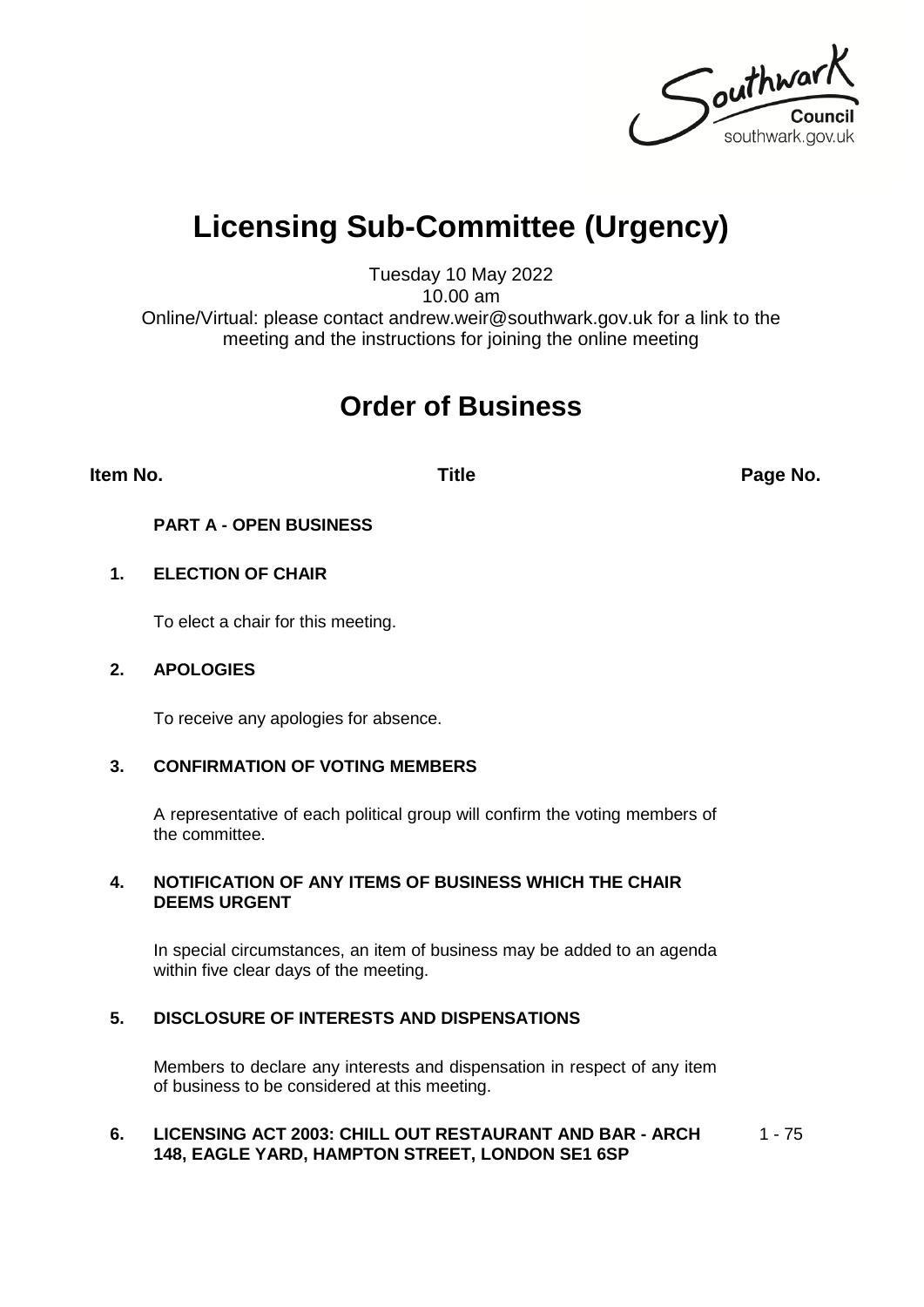# Licensing Sub-Committee (Urgency)

Tuesday 10 May 2022
10.00 am
Online/Virtual: please contact andrew.weir@southwark.gov.uk for a link to the meeting and the instructions for joining the online meeting

## Order of Business

| Item No. | Title | Page No. |
| --- | --- | --- |
| | **PART A - OPEN BUSINESS** | |
| **1.** | **ELECTION OF CHAIR**<br><br>To elect a chair for this meeting. | |
| **2.** | **APOLOGIES**<br><br>To receive any apologies for absence. | |
| **3.** | **CONFIRMATION OF VOTING MEMBERS**<br><br>A representative of each political group will confirm the voting members of the committee. | |
| **4.** | **NOTIFICATION OF ANY ITEMS OF BUSINESS WHICH THE CHAIR DEEMS URGENT**<br><br>In special circumstances, an item of business may be added to an agenda within five clear days of the meeting. | |
| **5.** | **DISCLOSURE OF INTERESTS AND DISPENSATIONS**<br><br>Members to declare any interests and dispensation in respect of any item of business to be considered at this meeting. | |
| **6.** | **LICENSING ACT 2003: CHILL OUT RESTAURANT AND BAR - ARCH 148, EAGLE YARD, HAMPTON STREET, LONDON SE1 6SP** | 1 - 75 |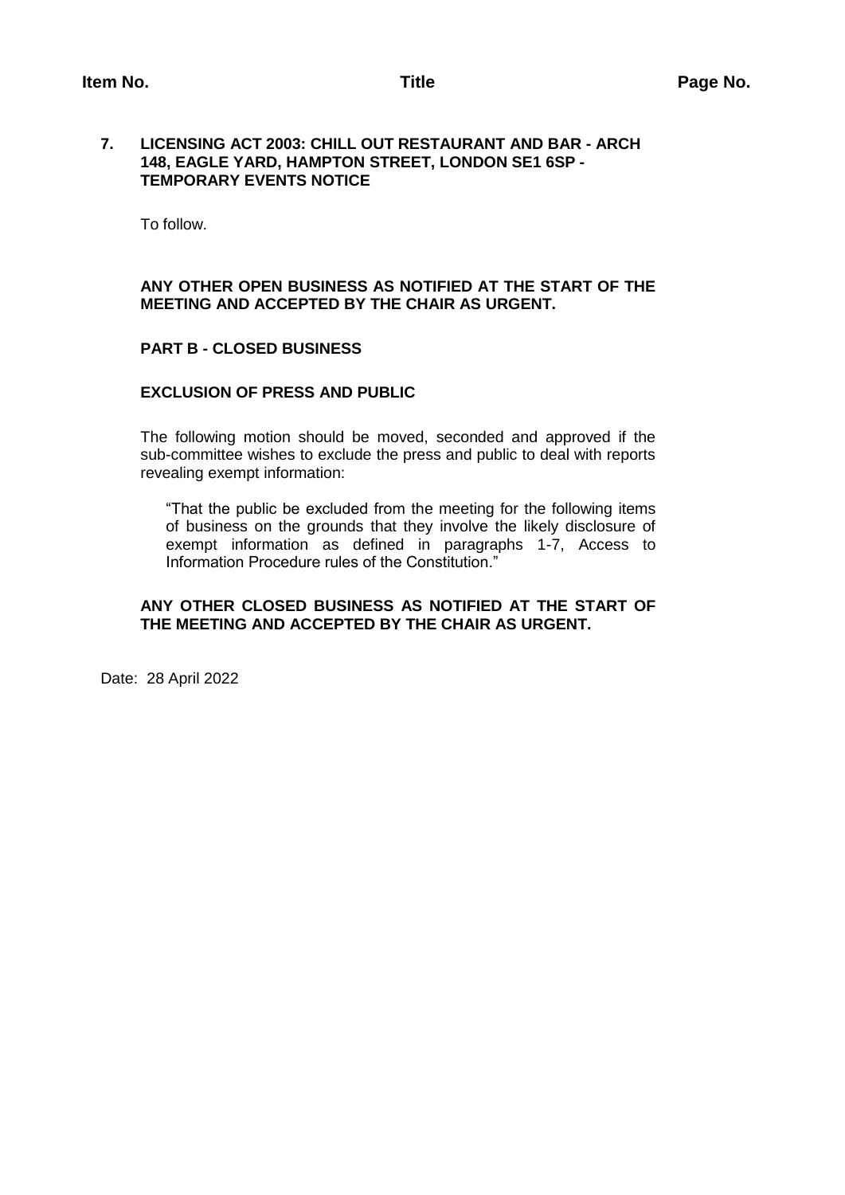| Item No. | Title | Page No. |
|---|---|---|

**7. LICENSING ACT 2003: CHILL OUT RESTAURANT AND BAR - ARCH 148, EAGLE YARD, HAMPTON STREET, LONDON SE1 6SP - TEMPORARY EVENTS NOTICE**

To follow.

**ANY OTHER OPEN BUSINESS AS NOTIFIED AT THE START OF THE MEETING AND ACCEPTED BY THE CHAIR AS URGENT.**

**PART B - CLOSED BUSINESS**

**EXCLUSION OF PRESS AND PUBLIC**

The following motion should be moved, seconded and approved if the sub-committee wishes to exclude the press and public to deal with reports revealing exempt information:

> "That the public be excluded from the meeting for the following items of business on the grounds that they involve the likely disclosure of exempt information as defined in paragraphs 1-7, Access to Information Procedure rules of the Constitution."

**ANY OTHER CLOSED BUSINESS AS NOTIFIED AT THE START OF THE MEETING AND ACCEPTED BY THE CHAIR AS URGENT.**

Date: 28 April 2022